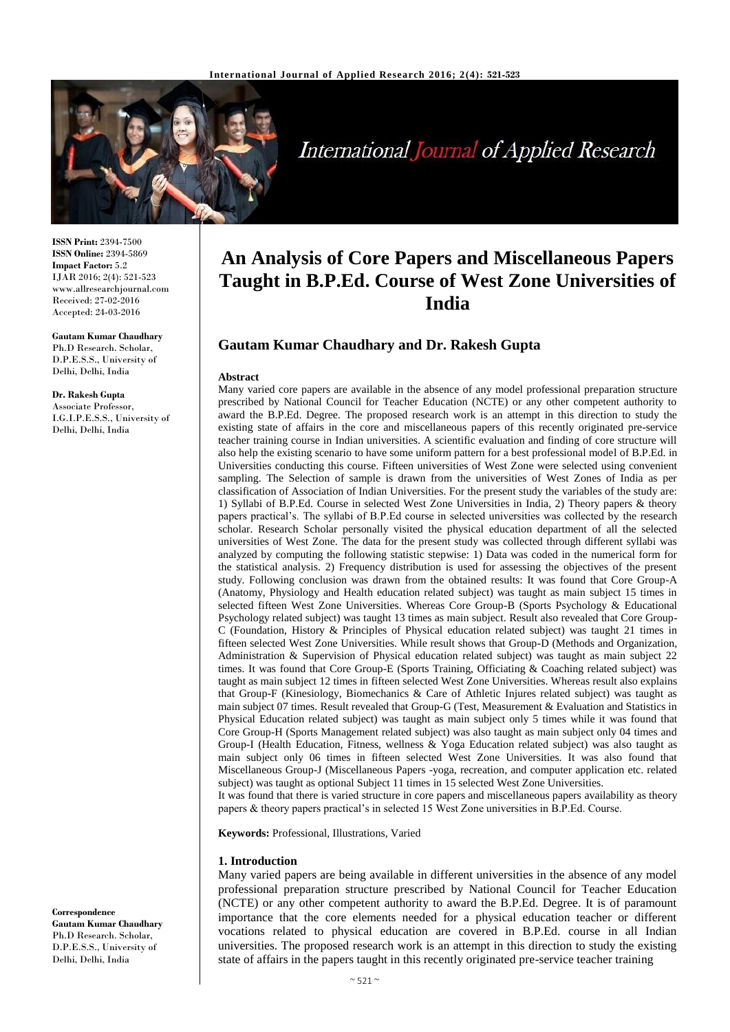**ISSN Print:** 2394-7500
**ISSN Online:** 2394-5869
**Impact Factor:** 5.2
IJAR 2016; 2(4): 521-523
www.allresearchjournal.com
Received: 27-02-2016
Accepted: 24-03-2016

**Gautam Kumar Chaudhary**
Ph.D Research. Scholar, D.P.E.S.S., University of Delhi, Delhi, India

**Dr. Rakesh Gupta**
Associate Professor, I.G.I.P.E.S.S., University of Delhi, Delhi, India

**Correspondence**
**Gautam Kumar Chaudhary**
Ph.D Research. Scholar, D.P.E.S.S., University of Delhi, Delhi, India

# An Analysis of Core Papers and Miscellaneous Papers Taught in B.P.Ed. Course of West Zone Universities of India

## Gautam Kumar Chaudhary and Dr. Rakesh Gupta

### Abstract

Many varied core papers are available in the absence of any model professional preparation structure prescribed by National Council for Teacher Education (NCTE) or any other competent authority to award the B.P.Ed. Degree. The proposed research work is an attempt in this direction to study the existing state of affairs in the core and miscellaneous papers of this recently originated pre-service teacher training course in Indian universities. A scientific evaluation and finding of core structure will also help the existing scenario to have some uniform pattern for a best professional model of B.P.Ed. in Universities conducting this course. Fifteen universities of West Zone were selected using convenient sampling. The Selection of sample is drawn from the universities of West Zones of India as per classification of Association of Indian Universities. For the present study the variables of the study are: 1) Syllabi of B.P.Ed. Course in selected West Zone Universities in India, 2) Theory papers & theory papers practical's. The syllabi of B.P.Ed course in selected universities was collected by the research scholar. Research Scholar personally visited the physical education department of all the selected universities of West Zone. The data for the present study was collected through different syllabi was analyzed by computing the following statistic stepwise: 1) Data was coded in the numerical form for the statistical analysis. 2) Frequency distribution is used for assessing the objectives of the present study. Following conclusion was drawn from the obtained results: It was found that Core Group-A (Anatomy, Physiology and Health education related subject) was taught as main subject 15 times in selected fifteen West Zone Universities. Whereas Core Group-B (Sports Psychology & Educational Psychology related subject) was taught 13 times as main subject. Result also revealed that Core Group-C (Foundation, History & Principles of Physical education related subject) was taught 21 times in fifteen selected West Zone Universities. While result shows that Group-D (Methods and Organization, Administration & Supervision of Physical education related subject) was taught as main subject 22 times. It was found that Core Group-E (Sports Training, Officiating & Coaching related subject) was taught as main subject 12 times in fifteen selected West Zone Universities. Whereas result also explains that Group-F (Kinesiology, Biomechanics & Care of Athletic Injures related subject) was taught as main subject 07 times. Result revealed that Group-G (Test, Measurement & Evaluation and Statistics in Physical Education related subject) was taught as main subject only 5 times while it was found that Core Group-H (Sports Management related subject) was also taught as main subject only 04 times and Group-I (Health Education, Fitness, wellness & Yoga Education related subject) was also taught as main subject only 06 times in fifteen selected West Zone Universities. It was also found that Miscellaneous Group-J (Miscellaneous Papers -yoga, recreation, and computer application etc. related subject) was taught as optional Subject 11 times in 15 selected West Zone Universities.

It was found that there is varied structure in core papers and miscellaneous papers availability as theory papers & theory papers practical's in selected 15 West Zone universities in B.P.Ed. Course.

**Keywords:** Professional, Illustrations, Varied

### 1. Introduction

Many varied papers are being available in different universities in the absence of any model professional preparation structure prescribed by National Council for Teacher Education (NCTE) or any other competent authority to award the B.P.Ed. Degree. It is of paramount importance that the core elements needed for a physical education teacher or different vocations related to physical education are covered in B.P.Ed. course in all Indian universities. The proposed research work is an attempt in this direction to study the existing state of affairs in the papers taught in this recently originated pre-service teacher training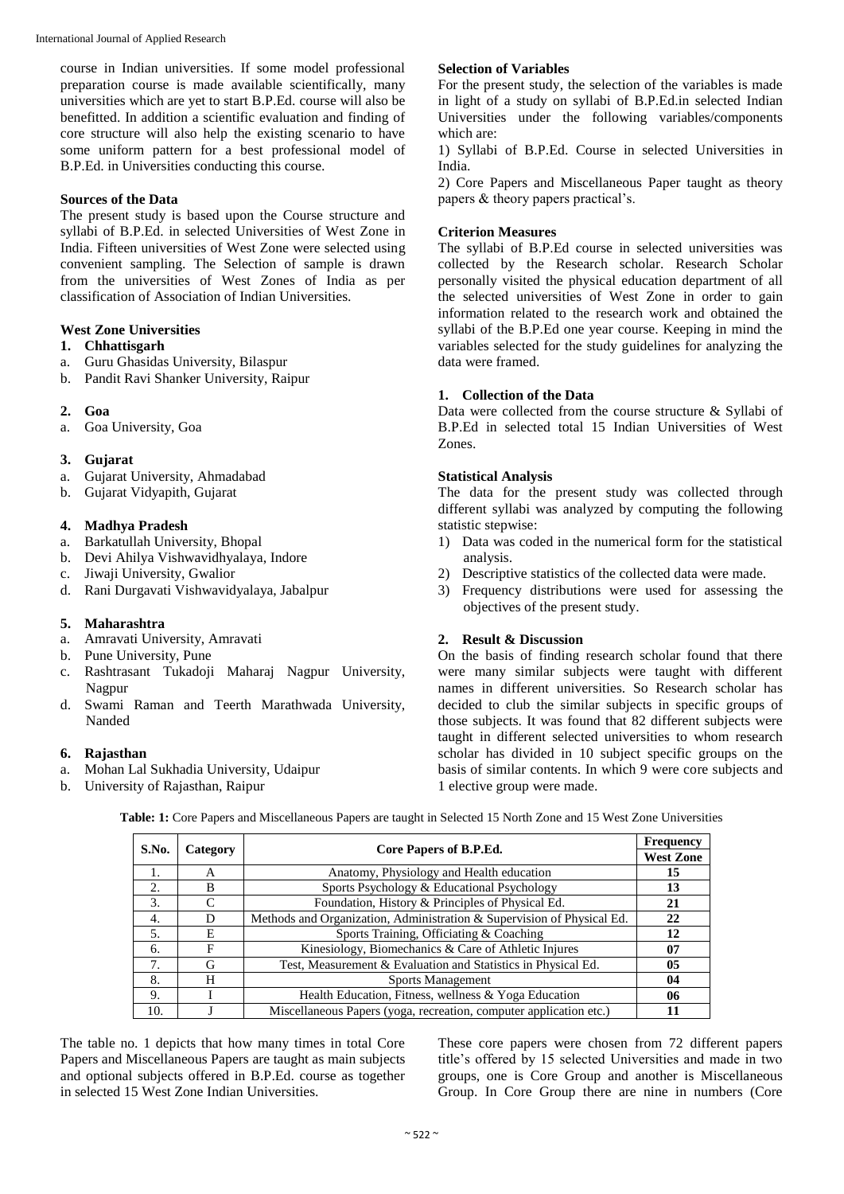course in Indian universities. If some model professional preparation course is made available scientifically, many universities which are yet to start B.P.Ed. course will also be benefitted. In addition a scientific evaluation and finding of core structure will also help the existing scenario to have some uniform pattern for a best professional model of B.P.Ed. in Universities conducting this course.

**Sources of the Data**

The present study is based upon the Course structure and syllabi of B.P.Ed. in selected Universities of West Zone in India. Fifteen universities of West Zone were selected using convenient sampling. The Selection of sample is drawn from the universities of West Zones of India as per classification of Association of Indian Universities.

**West Zone Universities**

**1. Chhattisgarh**

a. Guru Ghasidas University, Bilaspur
b. Pandit Ravi Shanker University, Raipur

**2. Goa**

a. Goa University, Goa

**3. Gujarat**

a. Gujarat University, Ahmadabad
b. Gujarat Vidyapith, Gujarat

**4. Madhya Pradesh**

a. Barkatullah University, Bhopal
b. Devi Ahilya Vishwavidhyalaya, Indore
c. Jiwaji University, Gwalior
d. Rani Durgavati Vishwavidyalaya, Jabalpur

**5. Maharashtra**

a. Amravati University, Amravati
b. Pune University, Pune
c. Rashtrasant Tukadoji Maharaj Nagpur University, Nagpur
d. Swami Raman and Teerth Marathwada University, Nanded

**6. Rajasthan**

a. Mohan Lal Sukhadia University, Udaipur
b. University of Rajasthan, Raipur

**Selection of Variables**

For the present study, the selection of the variables is made in light of a study on syllabi of B.P.Ed.in selected Indian Universities under the following variables/components which are:

1) Syllabi of B.P.Ed. Course in selected Universities in India.
2) Core Papers and Miscellaneous Paper taught as theory papers & theory papers practical's.

**Criterion Measures**

The syllabi of B.P.Ed course in selected universities was collected by the Research scholar. Research Scholar personally visited the physical education department of all the selected universities of West Zone in order to gain information related to the research work and obtained the syllabi of the B.P.Ed one year course. Keeping in mind the variables selected for the study guidelines for analyzing the data were framed.

**1. Collection of the Data**

Data were collected from the course structure & Syllabi of B.P.Ed in selected total 15 Indian Universities of West Zones.

**Statistical Analysis**

The data for the present study was collected through different syllabi was analyzed by computing the following statistic stepwise:

1) Data was coded in the numerical form for the statistical analysis.
2) Descriptive statistics of the collected data were made.
3) Frequency distributions were used for assessing the objectives of the present study.

**2. Result & Discussion**

On the basis of finding research scholar found that there were many similar subjects were taught with different names in different universities. So Research scholar has decided to club the similar subjects in specific groups of those subjects. It was found that 82 different subjects were taught in different selected universities to whom research scholar has divided in 10 subject specific groups on the basis of similar contents. In which 9 were core subjects and 1 elective group were made.

**Table: 1:** Core Papers and Miscellaneous Papers are taught in Selected 15 North Zone and 15 West Zone Universities

| S.No. | Category | Core Papers of B.P.Ed. | Frequency |
|---|---|---|---|
| | | | **West Zone** |
| 1. | A | Anatomy, Physiology and Health education | **15** |
| 2. | B | Sports Psychology & Educational Psychology | **13** |
| 3. | C | Foundation, History & Principles of Physical Ed. | **21** |
| 4. | D | Methods and Organization, Administration & Supervision of Physical Ed. | **22** |
| 5. | E | Sports Training, Officiating & Coaching | **12** |
| 6. | F | Kinesiology, Biomechanics & Care of Athletic Injures | **07** |
| 7. | G | Test, Measurement & Evaluation and Statistics in Physical Ed. | **05** |
| 8. | H | Sports Management | **04** |
| 9. | I | Health Education, Fitness, wellness & Yoga Education | **06** |
| 10. | J | Miscellaneous Papers (yoga, recreation, computer application etc.) | **11** |

The table no. 1 depicts that how many times in total Core Papers and Miscellaneous Papers are taught as main subjects and optional subjects offered in B.P.Ed. course as together in selected 15 West Zone Indian Universities.

These core papers were chosen from 72 different papers title's offered by 15 selected Universities and made in two groups, one is Core Group and another is Miscellaneous Group. In Core Group there are nine in numbers (Core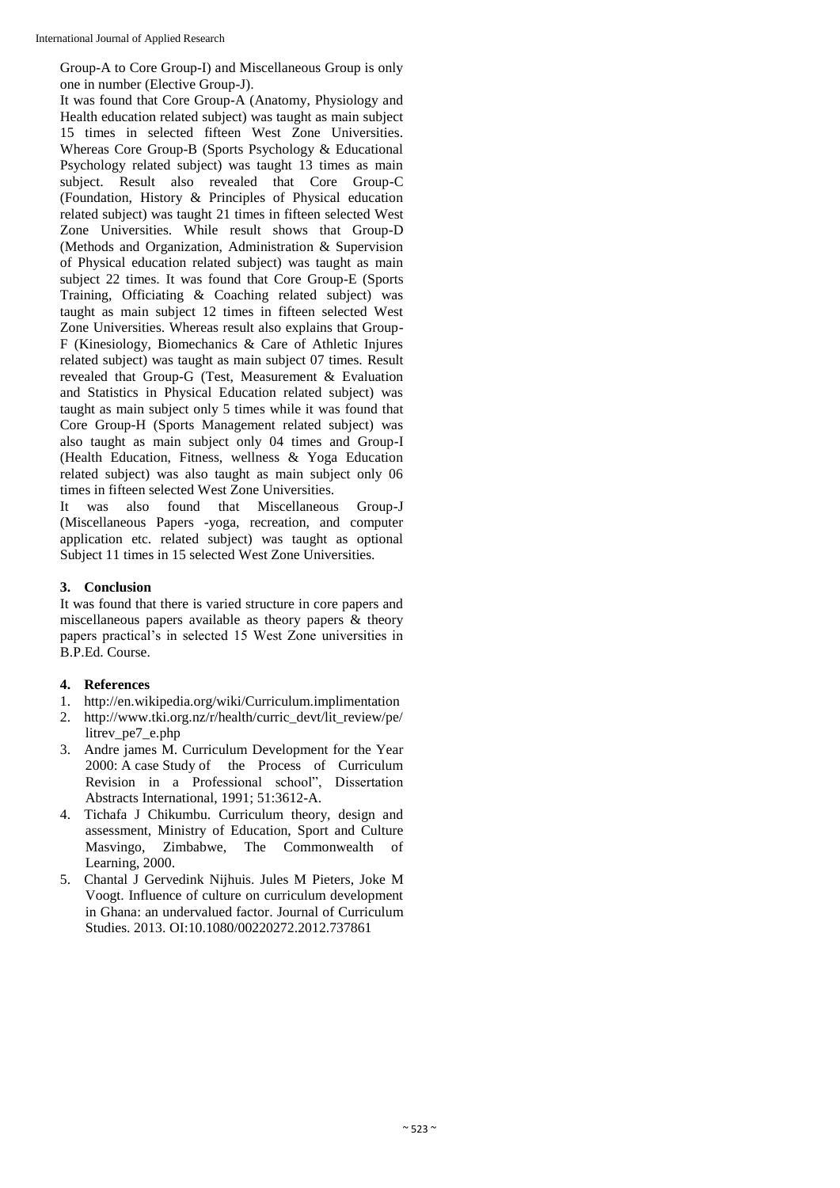Group-A to Core Group-I) and Miscellaneous Group is only one in number (Elective Group-J).

It was found that Core Group-A (Anatomy, Physiology and Health education related subject) was taught as main subject 15 times in selected fifteen West Zone Universities. Whereas Core Group-B (Sports Psychology & Educational Psychology related subject) was taught 13 times as main subject. Result also revealed that Core Group-C (Foundation, History & Principles of Physical education related subject) was taught 21 times in fifteen selected West Zone Universities. While result shows that Group-D (Methods and Organization, Administration & Supervision of Physical education related subject) was taught as main subject 22 times. It was found that Core Group-E (Sports Training, Officiating & Coaching related subject) was taught as main subject 12 times in fifteen selected West Zone Universities. Whereas result also explains that Group-F (Kinesiology, Biomechanics & Care of Athletic Injures related subject) was taught as main subject 07 times. Result revealed that Group-G (Test, Measurement & Evaluation and Statistics in Physical Education related subject) was taught as main subject only 5 times while it was found that Core Group-H (Sports Management related subject) was also taught as main subject only 04 times and Group-I (Health Education, Fitness, wellness & Yoga Education related subject) was also taught as main subject only 06 times in fifteen selected West Zone Universities.

It was also found that Miscellaneous Group-J (Miscellaneous Papers -yoga, recreation, and computer application etc. related subject) was taught as optional Subject 11 times in 15 selected West Zone Universities.

## 3. Conclusion

It was found that there is varied structure in core papers and miscellaneous papers available as theory papers & theory papers practical's in selected 15 West Zone universities in B.P.Ed. Course.

## 4. References

1. http://en.wikipedia.org/wiki/Curriculum.implimentation
2. http://www.tki.org.nz/r/health/curric_devt/lit_review/pe/litrev_pe7_e.php
3. Andre james M. Curriculum Development for the Year 2000: A case Study of the Process of Curriculum Revision in a Professional school", Dissertation Abstracts International, 1991; 51:3612-A.
4. Tichafa J Chikumbu. Curriculum theory, design and assessment, Ministry of Education, Sport and Culture Masvingo, Zimbabwe, The Commonwealth of Learning, 2000.
5. Chantal J Gervedink Nijhuis. Jules M Pieters, Joke M Voogt. Influence of culture on curriculum development in Ghana: an undervalued factor. Journal of Curriculum Studies. 2013. OI:10.1080/00220272.2012.737861